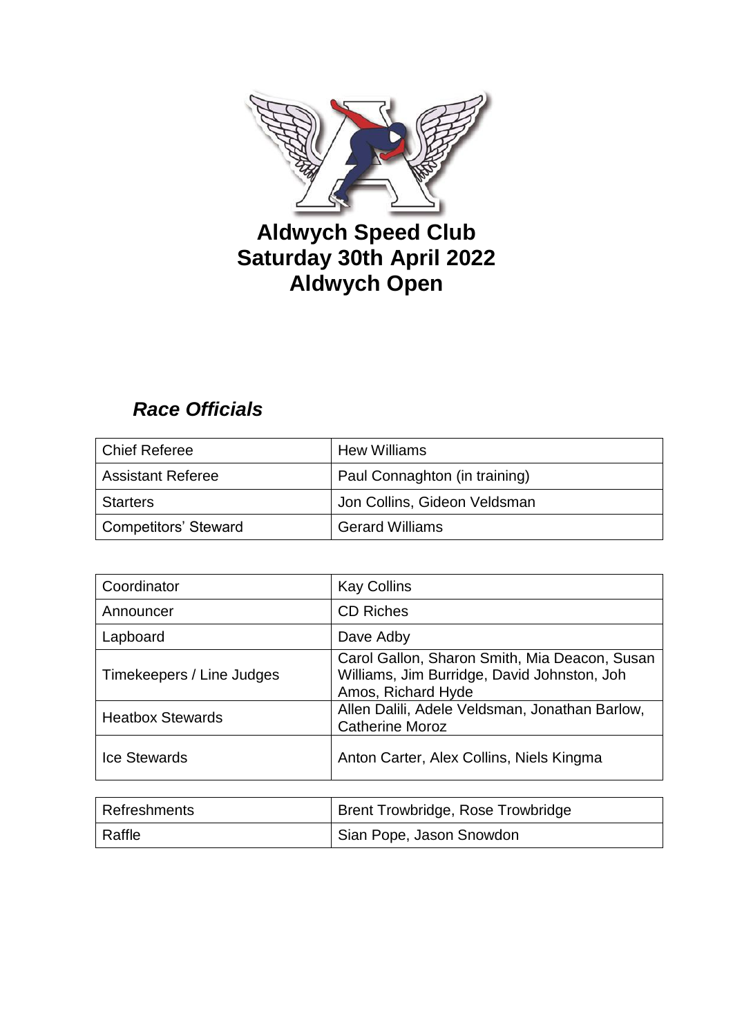# Aldwych Speed Club
# Saturday 30th April 2022
# Aldwych Open

## *Race Officials*

| | |
|---|---|
| Chief Referee | Hew Williams |
| Assistant Referee | Paul Connaghton (in training) |
| Starters | Jon Collins, Gideon Veldsman |
| Competitors' Steward | Gerard Williams |

| | |
|---|---|
| Coordinator | Kay Collins |
| Announcer | CD Riches |
| Lapboard | Dave Adby |
| Timekeepers / Line Judges | Carol Gallon, Sharon Smith, Mia Deacon, Susan Williams, Jim Burridge, David Johnston, Joh Amos, Richard Hyde |
| Heatbox Stewards | Allen Dalili, Adele Veldsman, Jonathan Barlow, Catherine Moroz |
| Ice Stewards | Anton Carter, Alex Collins, Niels Kingma |

| | |
|---|---|
| Refreshments | Brent Trowbridge, Rose Trowbridge |
| Raffle | Sian Pope, Jason Snowdon |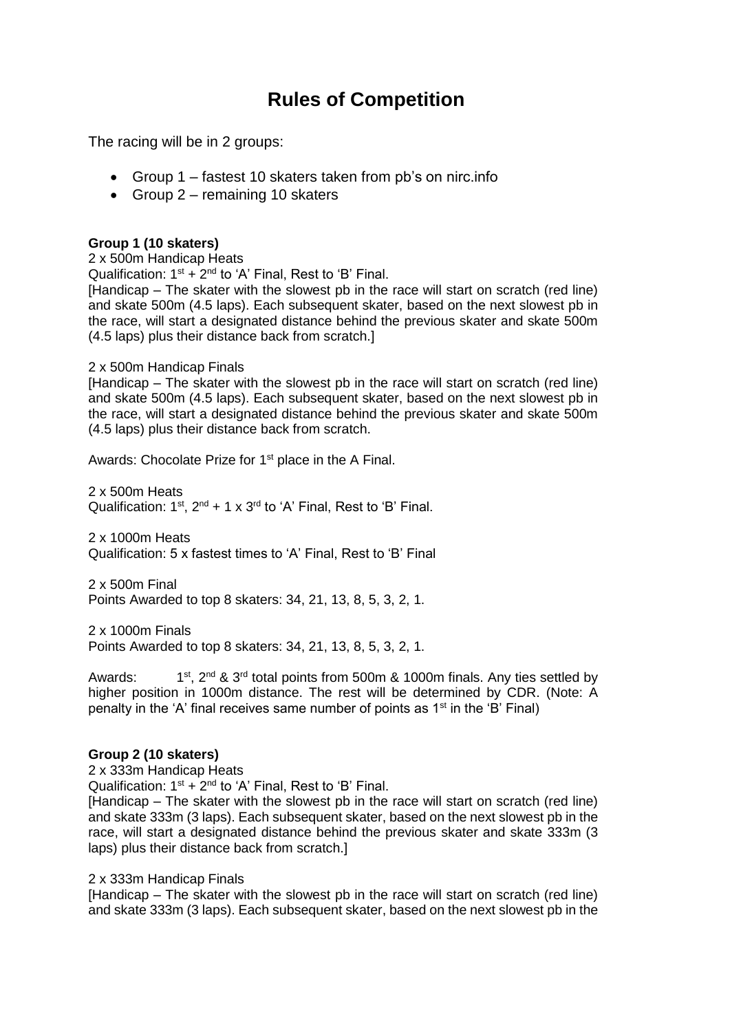# Rules of Competition

The racing will be in 2 groups:

- Group 1 – fastest 10 skaters taken from pb's on nirc.info
- Group 2 – remaining 10 skaters

**Group 1 (10 skaters)**

2 x 500m Handicap Heats

Qualification: 1st + 2nd to 'A' Final, Rest to 'B' Final.

[Handicap – The skater with the slowest pb in the race will start on scratch (red line) and skate 500m (4.5 laps). Each subsequent skater, based on the next slowest pb in the race, will start a designated distance behind the previous skater and skate 500m (4.5 laps) plus their distance back from scratch.]

2 x 500m Handicap Finals

[Handicap – The skater with the slowest pb in the race will start on scratch (red line) and skate 500m (4.5 laps). Each subsequent skater, based on the next slowest pb in the race, will start a designated distance behind the previous skater and skate 500m (4.5 laps) plus their distance back from scratch.

Awards: Chocolate Prize for 1st place in the A Final.

2 x 500m Heats

Qualification: 1st, 2nd + 1 x 3rd to 'A' Final, Rest to 'B' Final.

2 x 1000m Heats

Qualification: 5 x fastest times to 'A' Final, Rest to 'B' Final

2 x 500m Final

Points Awarded to top 8 skaters: 34, 21, 13, 8, 5, 3, 2, 1.

2 x 1000m Finals

Points Awarded to top 8 skaters: 34, 21, 13, 8, 5, 3, 2, 1.

Awards: 1st, 2nd & 3rd total points from 500m & 1000m finals. Any ties settled by higher position in 1000m distance. The rest will be determined by CDR. (Note: A penalty in the 'A' final receives same number of points as 1st in the 'B' Final)

**Group 2 (10 skaters)**

2 x 333m Handicap Heats

Qualification: 1st + 2nd to 'A' Final, Rest to 'B' Final.

[Handicap – The skater with the slowest pb in the race will start on scratch (red line) and skate 333m (3 laps). Each subsequent skater, based on the next slowest pb in the race, will start a designated distance behind the previous skater and skate 333m (3 laps) plus their distance back from scratch.]

2 x 333m Handicap Finals

[Handicap – The skater with the slowest pb in the race will start on scratch (red line) and skate 333m (3 laps). Each subsequent skater, based on the next slowest pb in the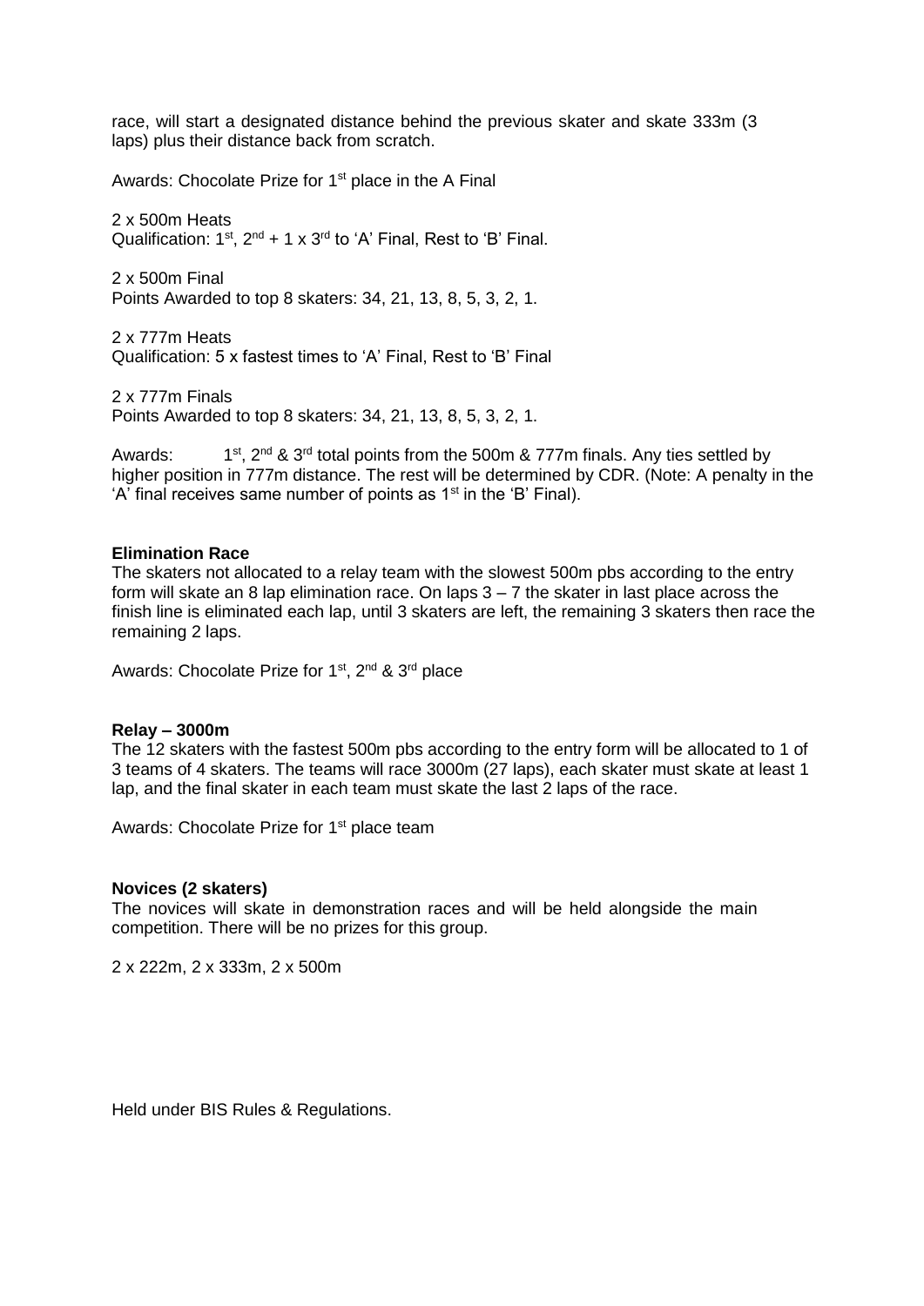race, will start a designated distance behind the previous skater and skate 333m (3 laps) plus their distance back from scratch.

Awards: Chocolate Prize for 1st place in the A Final

2 x 500m Heats
Qualification: 1st, 2nd + 1 x 3rd to 'A' Final, Rest to 'B' Final.

2 x 500m Final
Points Awarded to top 8 skaters: 34, 21, 13, 8, 5, 3, 2, 1.

2 x 777m Heats
Qualification: 5 x fastest times to 'A' Final, Rest to 'B' Final

2 x 777m Finals
Points Awarded to top 8 skaters: 34, 21, 13, 8, 5, 3, 2, 1.

Awards: 1st, 2nd & 3rd total points from the 500m & 777m finals. Any ties settled by higher position in 777m distance. The rest will be determined by CDR. (Note: A penalty in the 'A' final receives same number of points as 1st in the 'B' Final).

**Elimination Race**
The skaters not allocated to a relay team with the slowest 500m pbs according to the entry form will skate an 8 lap elimination race. On laps 3 – 7 the skater in last place across the finish line is eliminated each lap, until 3 skaters are left, the remaining 3 skaters then race the remaining 2 laps.

Awards: Chocolate Prize for 1st, 2nd & 3rd place

**Relay – 3000m**
The 12 skaters with the fastest 500m pbs according to the entry form will be allocated to 1 of 3 teams of 4 skaters. The teams will race 3000m (27 laps), each skater must skate at least 1 lap, and the final skater in each team must skate the last 2 laps of the race.

Awards: Chocolate Prize for 1st place team

**Novices (2 skaters)**
The novices will skate in demonstration races and will be held alongside the main competition. There will be no prizes for this group.

2 x 222m, 2 x 333m, 2 x 500m

Held under BIS Rules & Regulations.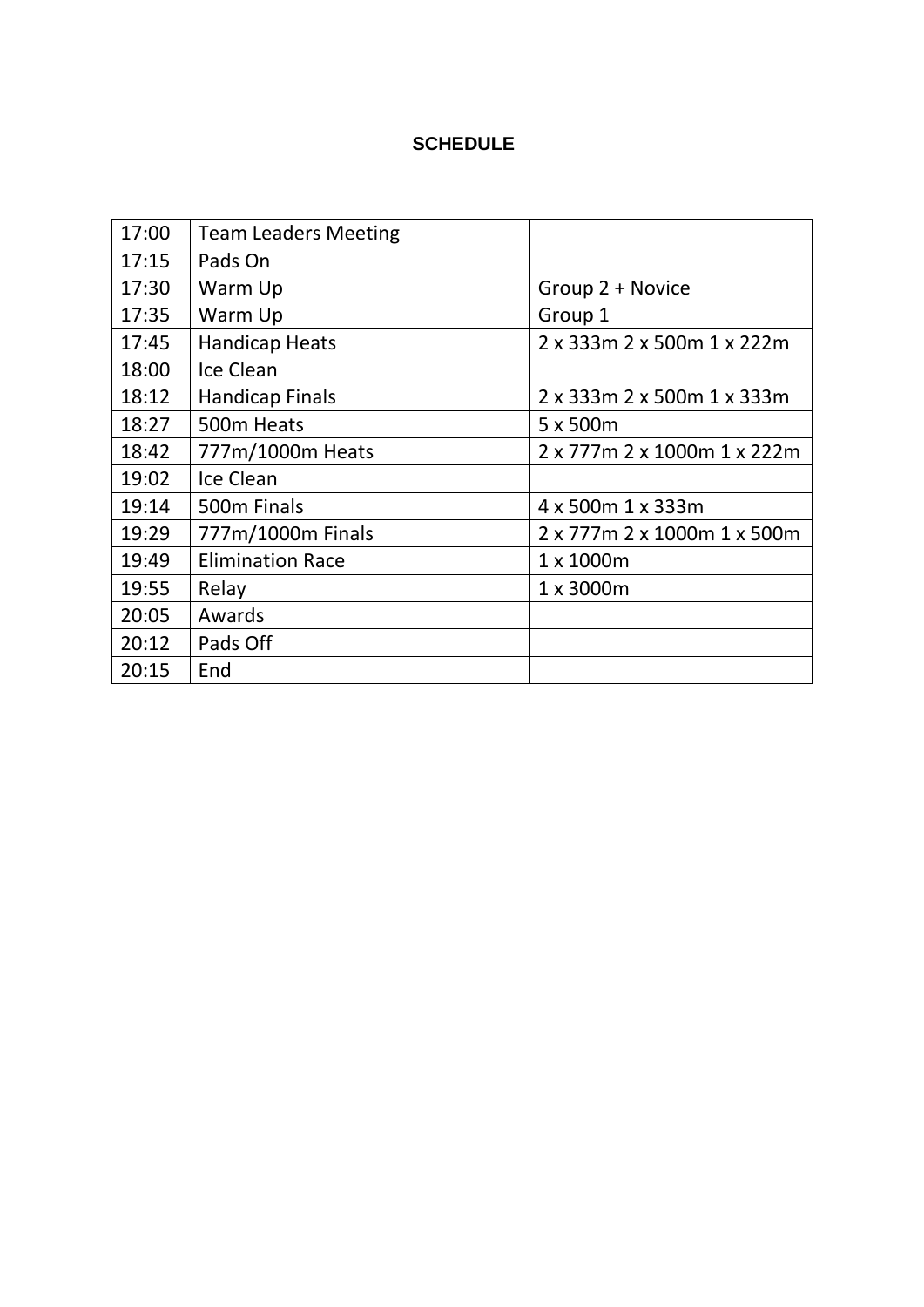# SCHEDULE

| 17:00 | Team Leaders Meeting | |
|---|---|---|
| 17:15 | Pads On | |
| 17:30 | Warm Up | Group 2 + Novice |
| 17:35 | Warm Up | Group 1 |
| 17:45 | Handicap Heats | 2 x 333m 2 x 500m 1 x 222m |
| 18:00 | Ice Clean | |
| 18:12 | Handicap Finals | 2 x 333m 2 x 500m 1 x 333m |
| 18:27 | 500m Heats | 5 x 500m |
| 18:42 | 777m/1000m Heats | 2 x 777m 2 x 1000m 1 x 222m |
| 19:02 | Ice Clean | |
| 19:14 | 500m Finals | 4 x 500m 1 x 333m |
| 19:29 | 777m/1000m Finals | 2 x 777m 2 x 1000m 1 x 500m |
| 19:49 | Elimination Race | 1 x 1000m |
| 19:55 | Relay | 1 x 3000m |
| 20:05 | Awards | |
| 20:12 | Pads Off | |
| 20:15 | End | |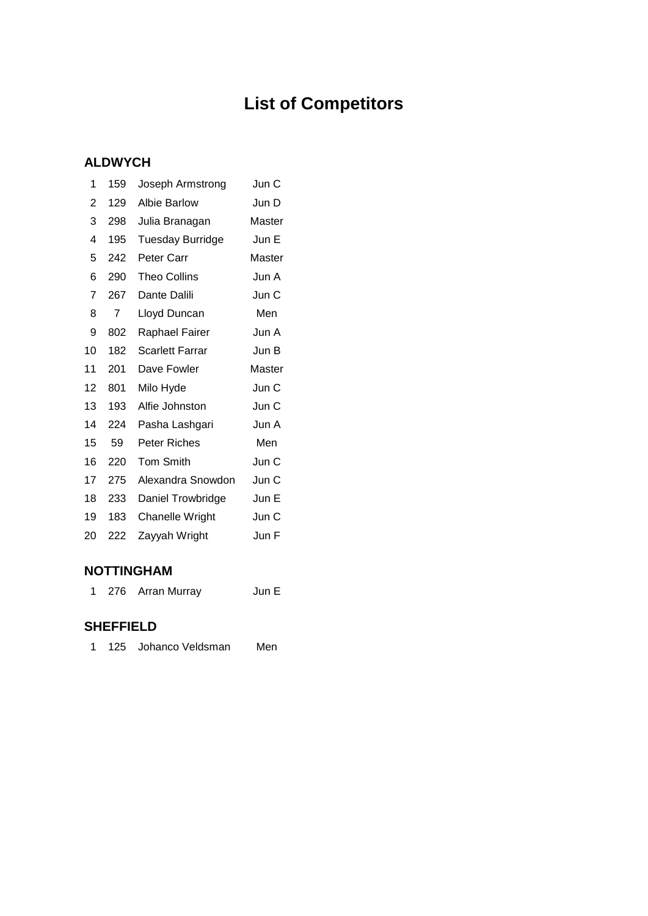# List of Competitors

## ALDWYCH

| | | | |
|---|---|---|---|
| 1 | 159 | Joseph Armstrong | Jun C |
| 2 | 129 | Albie Barlow | Jun D |
| 3 | 298 | Julia Branagan | Master |
| 4 | 195 | Tuesday Burridge | Jun E |
| 5 | 242 | Peter Carr | Master |
| 6 | 290 | Theo Collins | Jun A |
| 7 | 267 | Dante Dalili | Jun C |
| 8 | 7 | Lloyd Duncan | Men |
| 9 | 802 | Raphael Fairer | Jun A |
| 10 | 182 | Scarlett Farrar | Jun B |
| 11 | 201 | Dave Fowler | Master |
| 12 | 801 | Milo Hyde | Jun C |
| 13 | 193 | Alfie Johnston | Jun C |
| 14 | 224 | Pasha Lashgari | Jun A |
| 15 | 59 | Peter Riches | Men |
| 16 | 220 | Tom Smith | Jun C |
| 17 | 275 | Alexandra Snowdon | Jun C |
| 18 | 233 | Daniel Trowbridge | Jun E |
| 19 | 183 | Chanelle Wright | Jun C |
| 20 | 222 | Zayyah Wright | Jun F |

## NOTTINGHAM

| | | | |
|---|---|---|---|
| 1 | 276 | Arran Murray | Jun E |

## SHEFFIELD

| | | | |
|---|---|---|---|
| 1 | 125 | Johanco Veldsman | Men |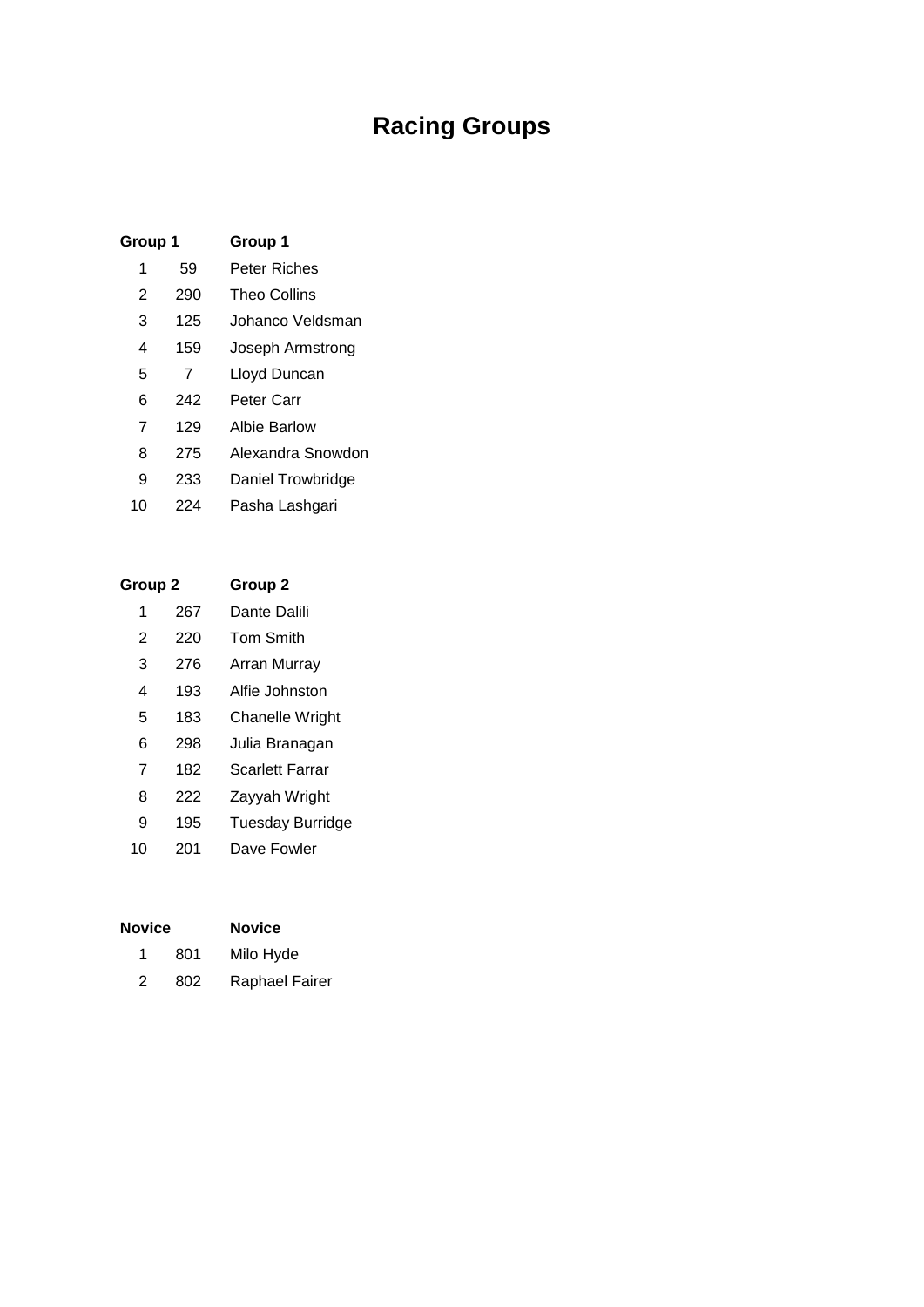# Racing Groups

| Group 1 | | Group 1 |
|---|---|---|
| 1 | 59 | Peter Riches |
| 2 | 290 | Theo Collins |
| 3 | 125 | Johanco Veldsman |
| 4 | 159 | Joseph Armstrong |
| 5 | 7 | Lloyd Duncan |
| 6 | 242 | Peter Carr |
| 7 | 129 | Albie Barlow |
| 8 | 275 | Alexandra Snowdon |
| 9 | 233 | Daniel Trowbridge |
| 10 | 224 | Pasha Lashgari |

| Group 2 | | Group 2 |
|---|---|---|
| 1 | 267 | Dante Dalili |
| 2 | 220 | Tom Smith |
| 3 | 276 | Arran Murray |
| 4 | 193 | Alfie Johnston |
| 5 | 183 | Chanelle Wright |
| 6 | 298 | Julia Branagan |
| 7 | 182 | Scarlett Farrar |
| 8 | 222 | Zayyah Wright |
| 9 | 195 | Tuesday Burridge |
| 10 | 201 | Dave Fowler |

| Novice | | Novice |
|---|---|---|
| 1 | 801 | Milo Hyde |
| 2 | 802 | Raphael Fairer |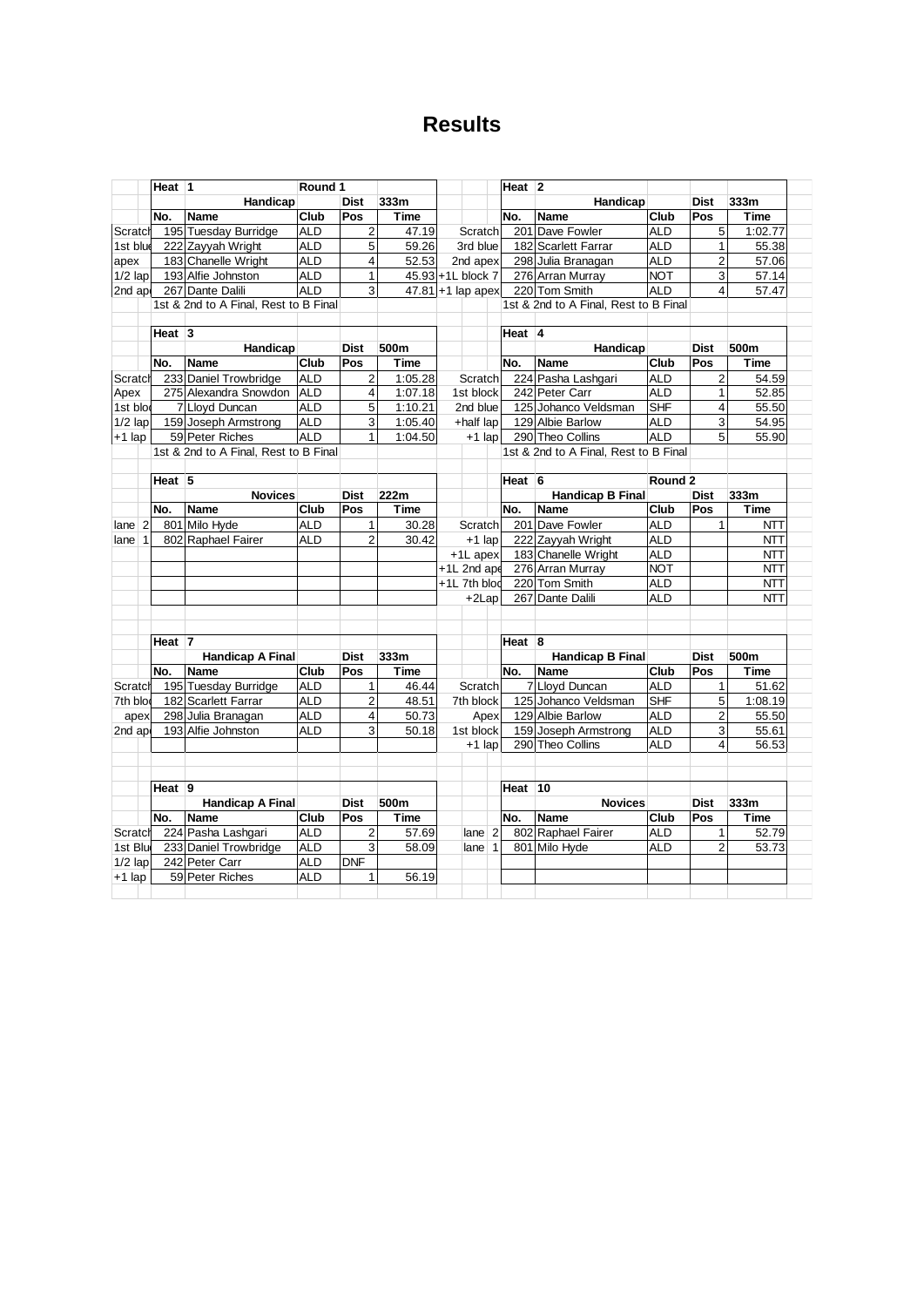# Results

| Handicap | Heat 1 | | Round 1 | | |
|---|---|---|---|---|---|
| | | Handicap | | Dist | 333m |
| | No. | Name | Club | Pos | Time |
| Scratch | 195 | Tuesday Burridge | ALD | 2 | 47.19 |
| 1st blue | 222 | Zayyah Wright | ALD | 5 | 59.26 |
| apex | 183 | Chanelle Wright | ALD | 4 | 52.53 |
| 1/2 lap | 193 | Alfie Johnston | ALD | 1 | 45.93 |
| 2nd apex | 267 | Dante Dalili | ALD | 3 | 47.81 |
| | 1st & 2nd to A Final, Rest to B Final | | | | |

| Handicap | Heat 2 | | | | |
|---|---|---|---|---|---|
| | | Handicap | | Dist | 333m |
| | No. | Name | Club | Pos | Time |
| Scratch | 201 | Dave Fowler | ALD | 5 | 1:02.77 |
| 3rd blue | 182 | Scarlett Farrar | ALD | 1 | 55.38 |
| 2nd apex | 298 | Julia Branagan | ALD | 2 | 57.06 |
| +1L block 7 | 276 | Arran Murray | NOT | 3 | 57.14 |
| +1 lap apex | 220 | Tom Smith | ALD | 4 | 57.47 |
| | 1st & 2nd to A Final, Rest to B Final | | | | |

| Handicap | Heat 3 | | | | |
|---|---|---|---|---|---|
| | | Handicap | | Dist | 500m |
| | No. | Name | Club | Pos | Time |
| Scratch | 233 | Daniel Trowbridge | ALD | 2 | 1:05.28 |
| Apex | 275 | Alexandra Snowdon | ALD | 4 | 1:07.18 |
| 1st block | 7 | Lloyd Duncan | ALD | 5 | 1:10.21 |
| 1/2 lap | 159 | Joseph Armstrong | ALD | 3 | 1:05.40 |
| +1 lap | 59 | Peter Riches | ALD | 1 | 1:04.50 |
| | 1st & 2nd to A Final, Rest to B Final | | | | |

| Handicap | Heat 4 | | | | |
|---|---|---|---|---|---|
| | | Handicap | | Dist | 500m |
| | No. | Name | Club | Pos | Time |
| Scratch | 224 | Pasha Lashgari | ALD | 2 | 54.59 |
| 1st block | 242 | Peter Carr | ALD | 1 | 52.85 |
| 2nd blue | 125 | Johanco Veldsman | SHF | 4 | 55.50 |
| +half lap | 129 | Albie Barlow | ALD | 3 | 54.95 |
| +1 lap | 290 | Theo Collins | ALD | 5 | 55.90 |
| | 1st & 2nd to A Final, Rest to B Final | | | | |

| Lane | Heat 5 | | | | |
|---|---|---|---|---|---|
| | | Novices | | Dist | 222m |
| | No. | Name | Club | Pos | Time |
| lane 2 | 801 | Milo Hyde | ALD | 1 | 30.28 |
| lane 1 | 802 | Raphael Fairer | ALD | 2 | 30.42 |

| Handicap | Heat 6 | | Round 2 | | |
|---|---|---|---|---|---|
| | | Handicap B Final | | Dist | 333m |
| | No. | Name | Club | Pos | Time |
| Scratch | 201 | Dave Fowler | ALD | 1 | NTT |
| +1 lap | 222 | Zayyah Wright | ALD | | NTT |
| +1L apex | 183 | Chanelle Wright | ALD | | NTT |
| +1L 2nd apex | 276 | Arran Murray | NOT | | NTT |
| +1L 7th block | 220 | Tom Smith | ALD | | NTT |
| +2Lap | 267 | Dante Dalili | ALD | | NTT |

| Handicap | Heat 7 | | | | |
|---|---|---|---|---|---|
| | | Handicap A Final | | Dist | 333m |
| | No. | Name | Club | Pos | Time |
| Scratch | 195 | Tuesday Burridge | ALD | 1 | 46.44 |
| 7th block | 182 | Scarlett Farrar | ALD | 2 | 48.51 |
| apex | 298 | Julia Branagan | ALD | 4 | 50.73 |
| 2nd apex | 193 | Alfie Johnston | ALD | 3 | 50.18 |

| Handicap | Heat 8 | | | | |
|---|---|---|---|---|---|
| | | Handicap B Final | | Dist | 500m |
| | No. | Name | Club | Pos | Time |
| Scratch | 7 | Lloyd Duncan | ALD | 1 | 51.62 |
| 7th block | 125 | Johanco Veldsman | SHF | 5 | 1:08.19 |
| Apex | 129 | Albie Barlow | ALD | 2 | 55.50 |
| 1st block | 159 | Joseph Armstrong | ALD | 3 | 55.61 |
| +1 lap | 290 | Theo Collins | ALD | 4 | 56.53 |

| Handicap | Heat 9 | | | | |
|---|---|---|---|---|---|
| | | Handicap A Final | | Dist | 500m |
| | No. | Name | Club | Pos | Time |
| Scratch | 224 | Pasha Lashgari | ALD | 2 | 57.69 |
| 1st Blue | 233 | Daniel Trowbridge | ALD | 3 | 58.09 |
| 1/2 lap | 242 | Peter Carr | ALD | DNF | |
| +1 lap | 59 | Peter Riches | ALD | 1 | 56.19 |

| Lane | Heat 10 | | | | |
|---|---|---|---|---|---|
| | | Novices | | Dist | 333m |
| | No. | Name | Club | Pos | Time |
| lane 2 | 802 | Raphael Fairer | ALD | 1 | 52.79 |
| lane 1 | 801 | Milo Hyde | ALD | 2 | 53.73 |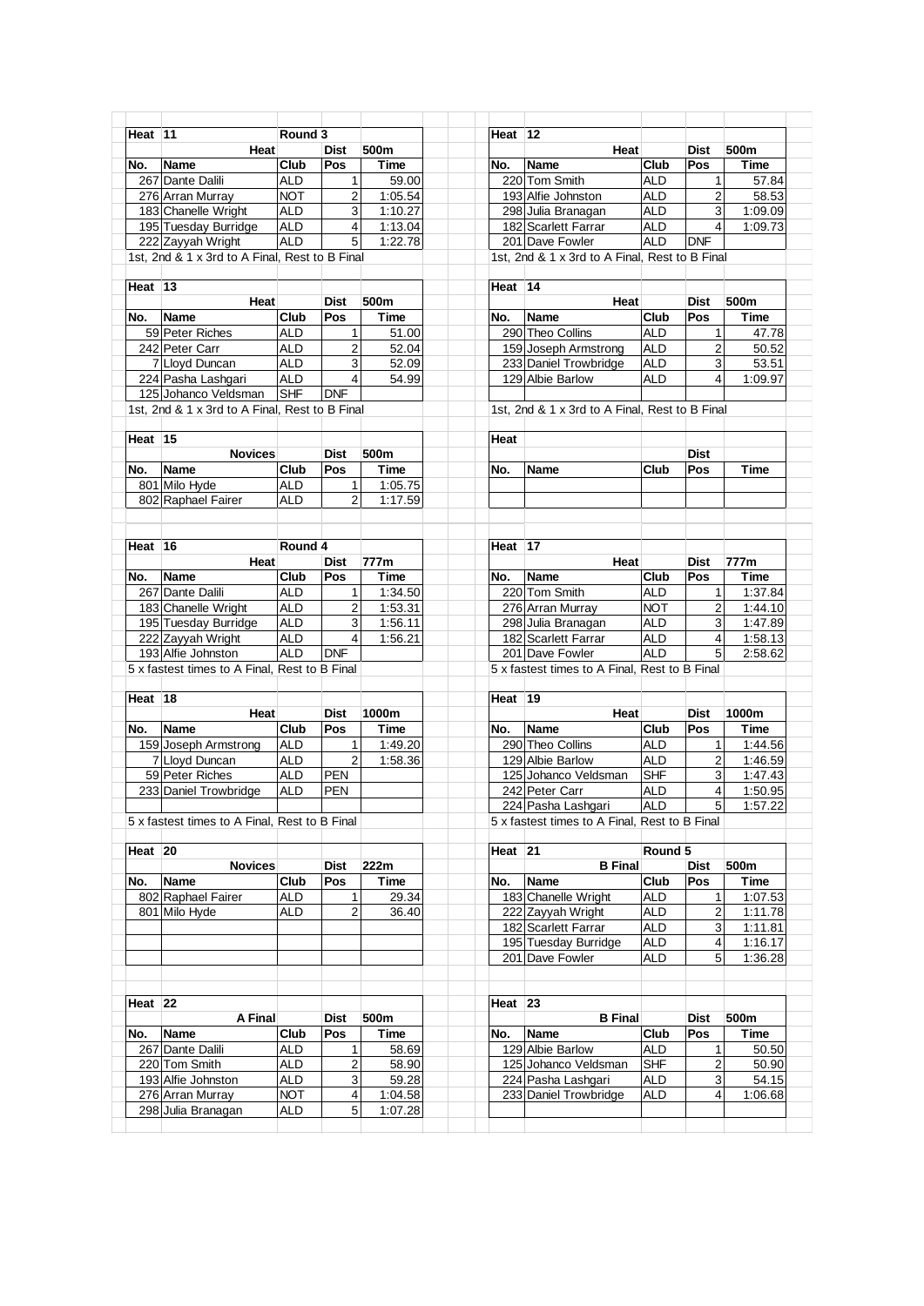| Heat | 11 | Round 3 | | |
|---|---|---|---|---|
| | Heat | | Dist | 500m |
| No. | Name | Club | Pos | Time |
| 267 | Dante Dalili | ALD | 1 | 59.00 |
| 276 | Arran Murray | NOT | 2 | 1:05.54 |
| 183 | Chanelle Wright | ALD | 3 | 1:10.27 |
| 195 | Tuesday Burridge | ALD | 4 | 1:13.04 |
| 222 | Zayyah Wright | ALD | 5 | 1:22.78 |

1st, 2nd & 1 x 3rd to A Final, Rest to B Final

| Heat | 12 | | | |
|---|---|---|---|---|
| | Heat | | Dist | 500m |
| No. | Name | Club | Pos | Time |
| 220 | Tom Smith | ALD | 1 | 57.84 |
| 193 | Alfie Johnston | ALD | 2 | 58.53 |
| 298 | Julia Branagan | ALD | 3 | 1:09.09 |
| 182 | Scarlett Farrar | ALD | 4 | 1:09.73 |
| 201 | Dave Fowler | ALD | DNF | |

1st, 2nd & 1 x 3rd to A Final, Rest to B Final

| Heat | 13 | | | |
|---|---|---|---|---|
| | Heat | | Dist | 500m |
| No. | Name | Club | Pos | Time |
| 59 | Peter Riches | ALD | 1 | 51.00 |
| 242 | Peter Carr | ALD | 2 | 52.04 |
| 7 | Lloyd Duncan | ALD | 3 | 52.09 |
| 224 | Pasha Lashgari | ALD | 4 | 54.99 |
| 125 | Johanco Veldsman | SHF | DNF | |

1st, 2nd & 1 x 3rd to A Final, Rest to B Final

| Heat | 14 | | | |
|---|---|---|---|---|
| | Heat | | Dist | 500m |
| No. | Name | Club | Pos | Time |
| 290 | Theo Collins | ALD | 1 | 47.78 |
| 159 | Joseph Armstrong | ALD | 2 | 50.52 |
| 233 | Daniel Trowbridge | ALD | 3 | 53.51 |
| 129 | Albie Barlow | ALD | 4 | 1:09.97 |

1st, 2nd & 1 x 3rd to A Final, Rest to B Final

| Heat | 15 | | | |
|---|---|---|---|---|
| | Novices | | Dist | 500m |
| No. | Name | Club | Pos | Time |
| 801 | Milo Hyde | ALD | 1 | 1:05.75 |
| 802 | Raphael Fairer | ALD | 2 | 1:17.59 |

| Heat | | | | |
|---|---|---|---|---|
| | | | Dist | |
| No. | Name | Club | Pos | Time |

| Heat | 16 | Round 4 | | |
|---|---|---|---|---|
| | Heat | | Dist | 777m |
| No. | Name | Club | Pos | Time |
| 267 | Dante Dalili | ALD | 1 | 1:34.50 |
| 183 | Chanelle Wright | ALD | 2 | 1:53.31 |
| 195 | Tuesday Burridge | ALD | 3 | 1:56.11 |
| 222 | Zayyah Wright | ALD | 4 | 1:56.21 |
| 193 | Alfie Johnston | ALD | DNF | |

5 x fastest times to A Final, Rest to B Final

| Heat | 17 | | | |
|---|---|---|---|---|
| | Heat | | Dist | 777m |
| No. | Name | Club | Pos | Time |
| 220 | Tom Smith | ALD | 1 | 1:37.84 |
| 276 | Arran Murray | NOT | 2 | 1:44.10 |
| 298 | Julia Branagan | ALD | 3 | 1:47.89 |
| 182 | Scarlett Farrar | ALD | 4 | 1:58.13 |
| 201 | Dave Fowler | ALD | 5 | 2:58.62 |

5 x fastest times to A Final, Rest to B Final

| Heat | 18 | | | |
|---|---|---|---|---|
| | Heat | | Dist | 1000m |
| No. | Name | Club | Pos | Time |
| 159 | Joseph Armstrong | ALD | 1 | 1:49.20 |
| 7 | Lloyd Duncan | ALD | 2 | 1:58.36 |
| 59 | Peter Riches | ALD | PEN | |
| 233 | Daniel Trowbridge | ALD | PEN | |

5 x fastest times to A Final, Rest to B Final

| Heat | 19 | | | |
|---|---|---|---|---|
| | Heat | | Dist | 1000m |
| No. | Name | Club | Pos | Time |
| 290 | Theo Collins | ALD | 1 | 1:44.56 |
| 129 | Albie Barlow | ALD | 2 | 1:46.59 |
| 125 | Johanco Veldsman | SHF | 3 | 1:47.43 |
| 242 | Peter Carr | ALD | 4 | 1:50.95 |
| 224 | Pasha Lashgari | ALD | 5 | 1:57.22 |

5 x fastest times to A Final, Rest to B Final

| Heat | 20 | | | |
|---|---|---|---|---|
| | Novices | | Dist | 222m |
| No. | Name | Club | Pos | Time |
| 802 | Raphael Fairer | ALD | 1 | 29.34 |
| 801 | Milo Hyde | ALD | 2 | 36.40 |

| Heat | 21 | Round 5 | | |
|---|---|---|---|---|
| | B Final | | Dist | 500m |
| No. | Name | Club | Pos | Time |
| 183 | Chanelle Wright | ALD | 1 | 1:07.53 |
| 222 | Zayyah Wright | ALD | 2 | 1:11.78 |
| 182 | Scarlett Farrar | ALD | 3 | 1:11.81 |
| 195 | Tuesday Burridge | ALD | 4 | 1:16.17 |
| 201 | Dave Fowler | ALD | 5 | 1:36.28 |

| Heat | 22 | | | |
|---|---|---|---|---|
| | A Final | | Dist | 500m |
| No. | Name | Club | Pos | Time |
| 267 | Dante Dalili | ALD | 1 | 58.69 |
| 220 | Tom Smith | ALD | 2 | 58.90 |
| 193 | Alfie Johnston | ALD | 3 | 59.28 |
| 276 | Arran Murray | NOT | 4 | 1:04.58 |
| 298 | Julia Branagan | ALD | 5 | 1:07.28 |

| Heat | 23 | | | |
|---|---|---|---|---|
| | B Final | | Dist | 500m |
| No. | Name | Club | Pos | Time |
| 129 | Albie Barlow | ALD | 1 | 50.50 |
| 125 | Johanco Veldsman | SHF | 2 | 50.90 |
| 224 | Pasha Lashgari | ALD | 3 | 54.15 |
| 233 | Daniel Trowbridge | ALD | 4 | 1:06.68 |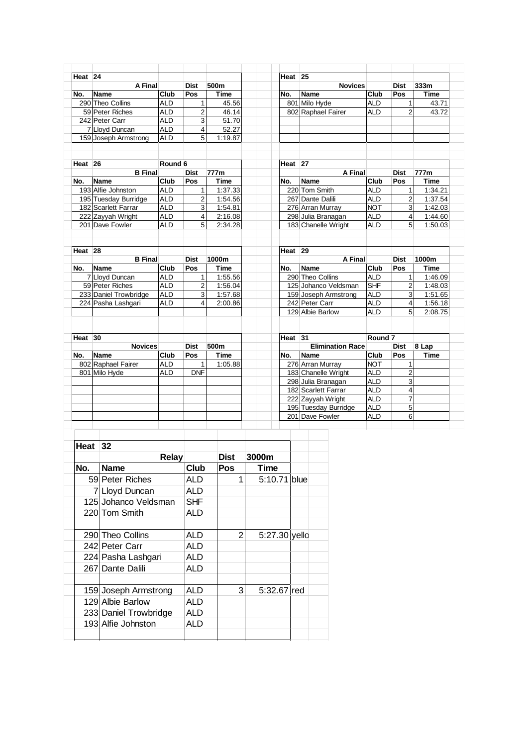| Heat | 24 | | | |
|---|---|---|---|---|
| | A Final | | Dist | 500m |
| No. | Name | Club | Pos | Time |
| 290 | Theo Collins | ALD | 1 | 45.56 |
| 59 | Peter Riches | ALD | 2 | 46.14 |
| 242 | Peter Carr | ALD | 3 | 51.70 |
| 7 | Lloyd Duncan | ALD | 4 | 52.27 |
| 159 | Joseph Armstrong | ALD | 5 | 1:19.87 |

| Heat | 25 | | | |
|---|---|---|---|---|
| | Novices | | Dist | 333m |
| No. | Name | Club | Pos | Time |
| 801 | Milo Hyde | ALD | 1 | 43.71 |
| 802 | Raphael Fairer | ALD | 2 | 43.72 |

| Heat | 26 | Round 6 | | |
|---|---|---|---|---|
| | B Final | | Dist | 777m |
| No. | Name | Club | Pos | Time |
| 193 | Alfie Johnston | ALD | 1 | 1:37.33 |
| 195 | Tuesday Burridge | ALD | 2 | 1:54.56 |
| 182 | Scarlett Farrar | ALD | 3 | 1:54.81 |
| 222 | Zayyah Wright | ALD | 4 | 2:16.08 |
| 201 | Dave Fowler | ALD | 5 | 2:34.28 |

| Heat | 27 | | | |
|---|---|---|---|---|
| | A Final | | Dist | 777m |
| No. | Name | Club | Pos | Time |
| 220 | Tom Smith | ALD | 1 | 1:34.21 |
| 267 | Dante Dalili | ALD | 2 | 1:37.54 |
| 276 | Arran Murray | NOT | 3 | 1:42.03 |
| 298 | Julia Branagan | ALD | 4 | 1:44.60 |
| 183 | Chanelle Wright | ALD | 5 | 1:50.03 |

| Heat | 28 | | | |
|---|---|---|---|---|
| | B Final | | Dist | 1000m |
| No. | Name | Club | Pos | Time |
| 7 | Lloyd Duncan | ALD | 1 | 1:55.56 |
| 59 | Peter Riches | ALD | 2 | 1:56.04 |
| 233 | Daniel Trowbridge | ALD | 3 | 1:57.68 |
| 224 | Pasha Lashgari | ALD | 4 | 2:00.86 |

| Heat | 29 | | | |
|---|---|---|---|---|
| | A Final | | Dist | 1000m |
| No. | Name | Club | Pos | Time |
| 290 | Theo Collins | ALD | 1 | 1:46.09 |
| 125 | Johanco Veldsman | SHF | 2 | 1:48.03 |
| 159 | Joseph Armstrong | ALD | 3 | 1:51.65 |
| 242 | Peter Carr | ALD | 4 | 1:56.18 |
| 129 | Albie Barlow | ALD | 5 | 2:08.75 |

| Heat | 30 | | | |
|---|---|---|---|---|
| | Novices | | Dist | 500m |
| No. | Name | Club | Pos | Time |
| 802 | Raphael Fairer | ALD | 1 | 1:05.88 |
| 801 | Milo Hyde | ALD | DNF | |

| Heat | 31 | Round 7 | | |
|---|---|---|---|---|
| | Elimination Race | | Dist | 8 Lap |
| No. | Name | Club | Pos | Time |
| 276 | Arran Murray | NOT | 1 | |
| 183 | Chanelle Wright | ALD | 2 | |
| 298 | Julia Branagan | ALD | 3 | |
| 182 | Scarlett Farrar | ALD | 4 | |
| 222 | Zayyah Wright | ALD | 7 | |
| 195 | Tuesday Burridge | ALD | 5 | |
| 201 | Dave Fowler | ALD | 6 | |

| Heat | 32 | | | | |
|---|---|---|---|---|---|
| | Relay | | Dist | 3000m | |
| No. | Name | Club | Pos | Time | |
| 59 | Peter Riches | ALD | 1 | 5:10.71 | blue |
| 7 | Lloyd Duncan | ALD | | | |
| 125 | Johanco Veldsman | SHF | | | |
| 220 | Tom Smith | ALD | | | |
| | | | | | |
| 290 | Theo Collins | ALD | 2 | 5:27.30 | yello |
| 242 | Peter Carr | ALD | | | |
| 224 | Pasha Lashgari | ALD | | | |
| 267 | Dante Dalili | ALD | | | |
| | | | | | |
| 159 | Joseph Armstrong | ALD | 3 | 5:32.67 | red |
| 129 | Albie Barlow | ALD | | | |
| 233 | Daniel Trowbridge | ALD | | | |
| 193 | Alfie Johnston | ALD | | | |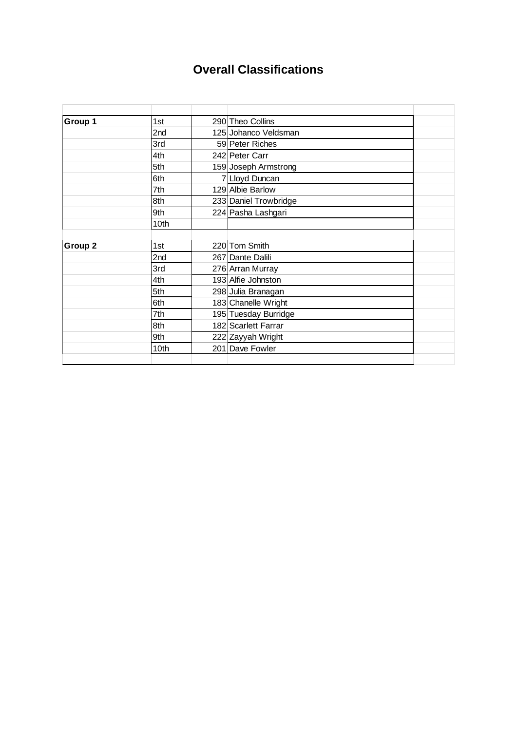# Overall Classifications

| | | | |
|---|---|---|---|
| **Group 1** | 1st | 290 | Theo Collins |
| | 2nd | 125 | Johanco Veldsman |
| | 3rd | 59 | Peter Riches |
| | 4th | 242 | Peter Carr |
| | 5th | 159 | Joseph Armstrong |
| | 6th | 7 | Lloyd Duncan |
| | 7th | 129 | Albie Barlow |
| | 8th | 233 | Daniel Trowbridge |
| | 9th | 224 | Pasha Lashgari |
| | 10th | | |
| | | | |
| **Group 2** | 1st | 220 | Tom Smith |
| | 2nd | 267 | Dante Dalili |
| | 3rd | 276 | Arran Murray |
| | 4th | 193 | Alfie Johnston |
| | 5th | 298 | Julia Branagan |
| | 6th | 183 | Chanelle Wright |
| | 7th | 195 | Tuesday Burridge |
| | 8th | 182 | Scarlett Farrar |
| | 9th | 222 | Zayyah Wright |
| | 10th | 201 | Dave Fowler |